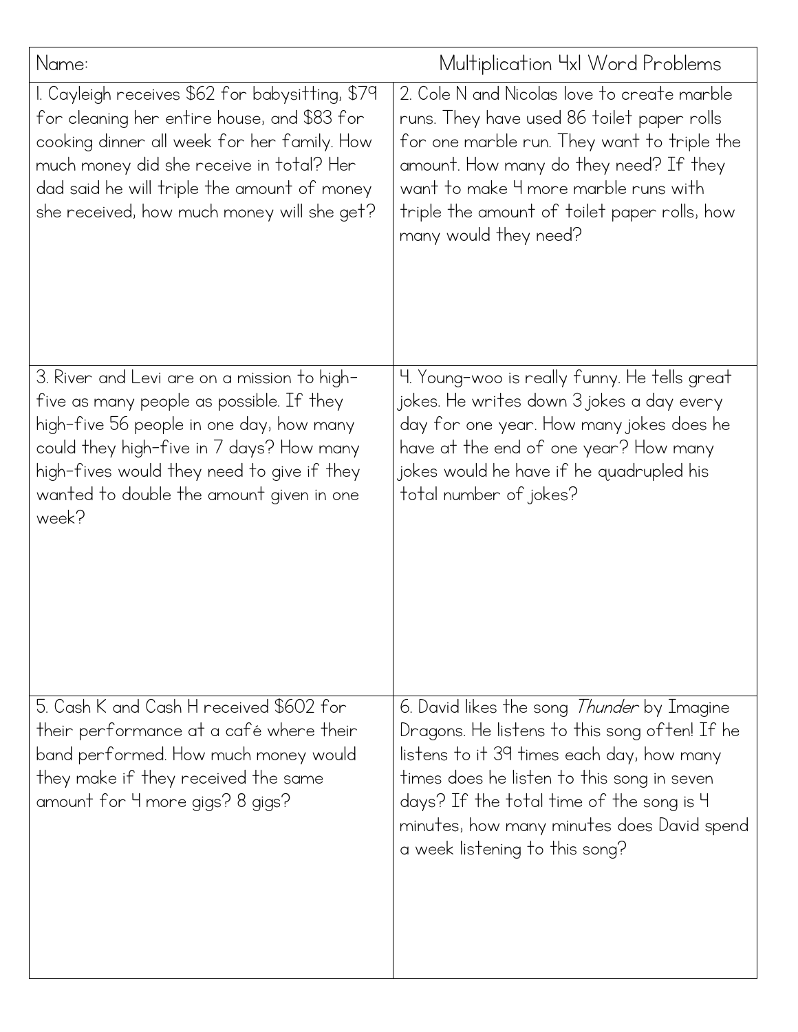Name: Multiplication 4x1 Word Problems

1. Cayleigh receives $62 for babysitting, $79 for cleaning her entire house, and $83 for cooking dinner all week for her family. How much money did she receive in total? Her dad said he will triple the amount of money she received, how much money will she get?

2. Cole N and Nicolas love to create marble runs. They have used 86 toilet paper rolls for one marble run. They want to triple the amount. How many do they need? If they want to make 4 more marble runs with triple the amount of toilet paper rolls, how many would they need?

3. River and Levi are on a mission to high-five as many people as possible. If they high-five 56 people in one day, how many could they high-five in 7 days? How many high-fives would they need to give if they wanted to double the amount given in one week?

4. Young-woo is really funny. He tells great jokes. He writes down 3 jokes a day every day for one year. How many jokes does he have at the end of one year? How many jokes would he have if he quadrupled his total number of jokes?

5. Cash K and Cash H received $602 for their performance at a café where their band performed. How much money would they make if they received the same amount for 4 more gigs? 8 gigs?

6. David likes the song *Thunder* by Imagine Dragons. He listens to this song often! If he listens to it 39 times each day, how many times does he listen to this song in seven days? If the total time of the song is 4 minutes, how many minutes does David spend a week listening to this song?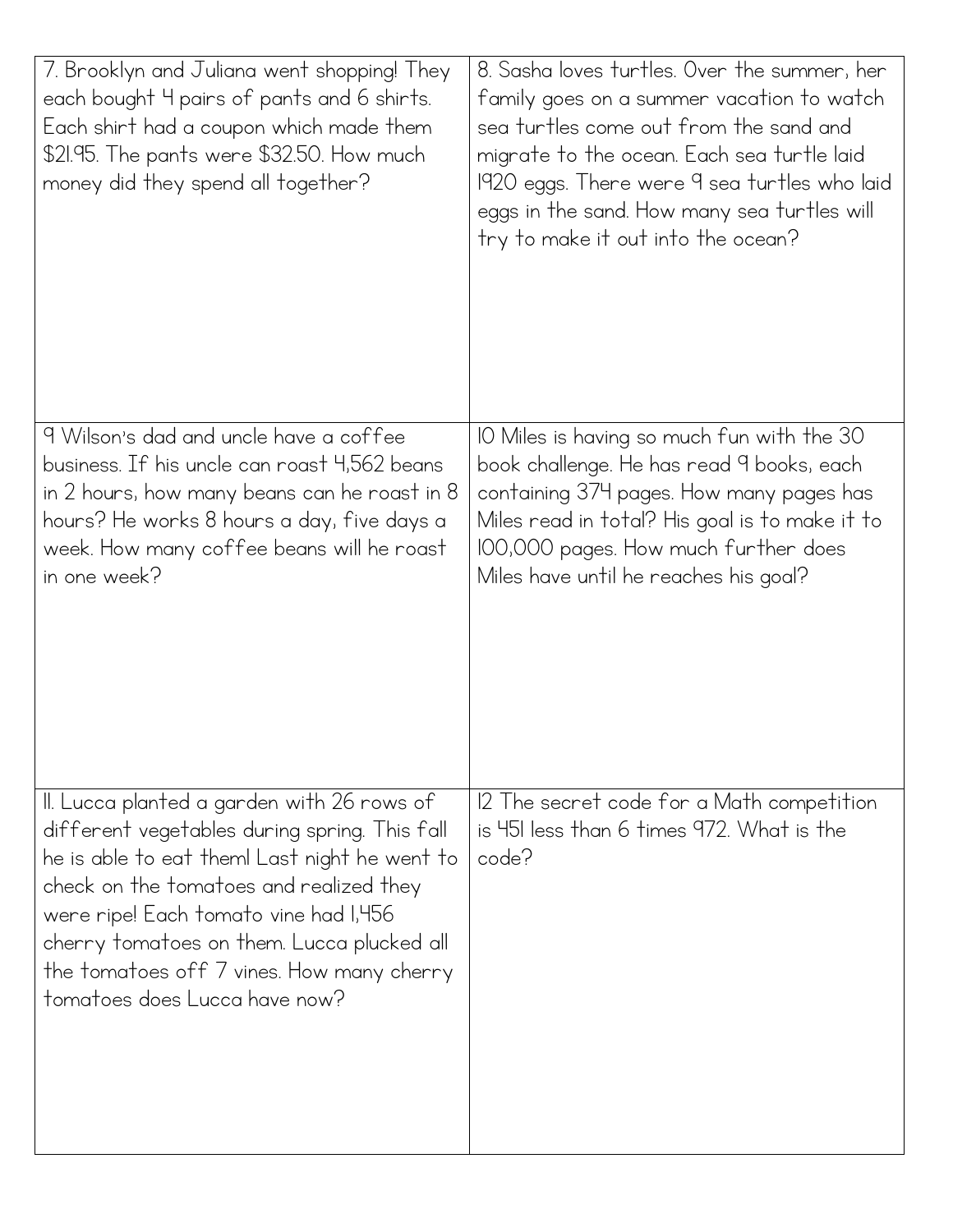7. Brooklyn and Juliana went shopping! They each bought 4 pairs of pants and 6 shirts. Each shirt had a coupon which made them $21.95. The pants were $32.50. How much money did they spend all together?

8. Sasha loves turtles. Over the summer, her family goes on a summer vacation to watch sea turtles come out from the sand and migrate to the ocean. Each sea turtle laid 1920 eggs. There were 9 sea turtles who laid eggs in the sand. How many sea turtles will try to make it out into the ocean?

9 Wilson's dad and uncle have a coffee business. If his uncle can roast 4,562 beans in 2 hours, how many beans can he roast in 8 hours? He works 8 hours a day, five days a week. How many coffee beans will he roast in one week?

10 Miles is having so much fun with the 30 book challenge. He has read 9 books, each containing 374 pages. How many pages has Miles read in total? His goal is to make it to 100,000 pages. How much further does Miles have until he reaches his goal?

11. Lucca planted a garden with 26 rows of different vegetables during spring. This fall he is able to eat them! Last night he went to check on the tomatoes and realized they were ripe! Each tomato vine had 1,456 cherry tomatoes on them. Lucca plucked all the tomatoes off 7 vines. How many cherry tomatoes does Lucca have now?

12 The secret code for a Math competition is 451 less than 6 times 972. What is the code?